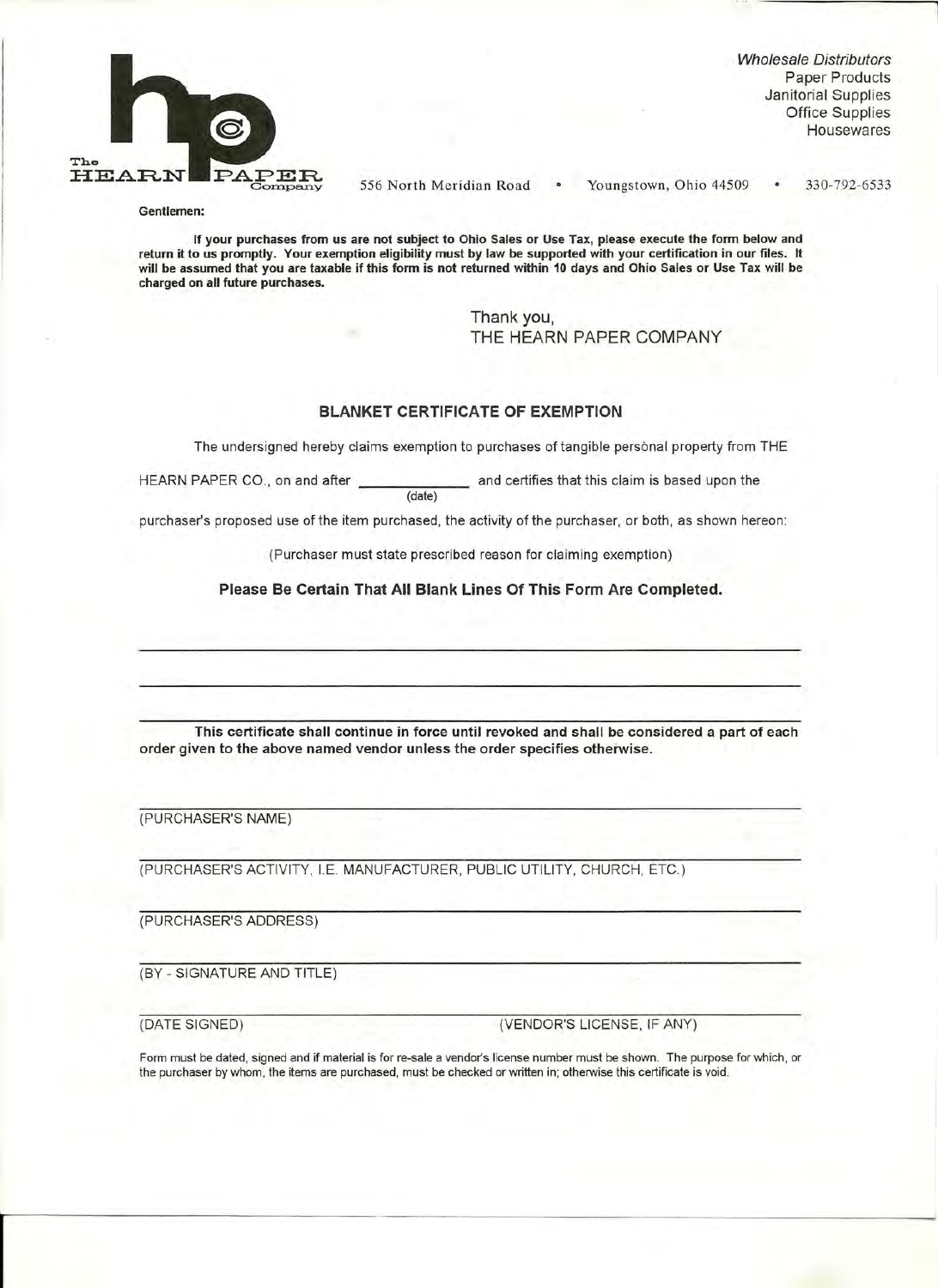The HEARN PAPER Company

*Wholesale Distributors*
Paper Products
Janitorial Supplies
Office Supplies
Housewares

556 North Meridian Road • Youngstown, Ohio 44509 • 330-792-6533

**Gentlemen:**

**If your purchases from us are not subject to Ohio Sales or Use Tax, please execute the form below and return it to us promptly. Your exemption eligibility must by law be supported with your certification in our files. It will be assumed that you are taxable if this form is not returned within 10 days and Ohio Sales or Use Tax will be charged on all future purchases.**

Thank you,
THE HEARN PAPER COMPANY

## BLANKET CERTIFICATE OF EXEMPTION

The undersigned hereby claims exemption to purchases of tangible persònal property from THE HEARN PAPER CO., on and after ______________ (date) and certifies that this claim is based upon the purchaser's proposed use of the item purchased, the activity of the purchaser, or both, as shown hereon:

(Purchaser must state prescribed reason for claiming exemption)

**Please Be Certain That All Blank Lines Of This Form Are Completed.**

______________________________________________________________________

______________________________________________________________________

______________________________________________________________________

**This certificate shall continue in force until revoked and shall be considered a part of each order given to the above named vendor unless the order specifies otherwise.**

______________________________________________________________________
(PURCHASER'S NAME)

______________________________________________________________________
(PURCHASER'S ACTIVITY, I.E. MANUFACTURER, PUBLIC UTILITY, CHURCH, ETC.)

______________________________________________________________________
(PURCHASER'S ADDRESS)

______________________________________________________________________
(BY - SIGNATURE AND TITLE)

______________________________________________________________________
(DATE SIGNED) (VENDOR'S LICENSE, IF ANY)

Form must be dated, signed and if material is for re-sale a vendor's license number must be shown. The purpose for which, or the purchaser by whom, the items are purchased, must be checked or written in; otherwise this certificate is void.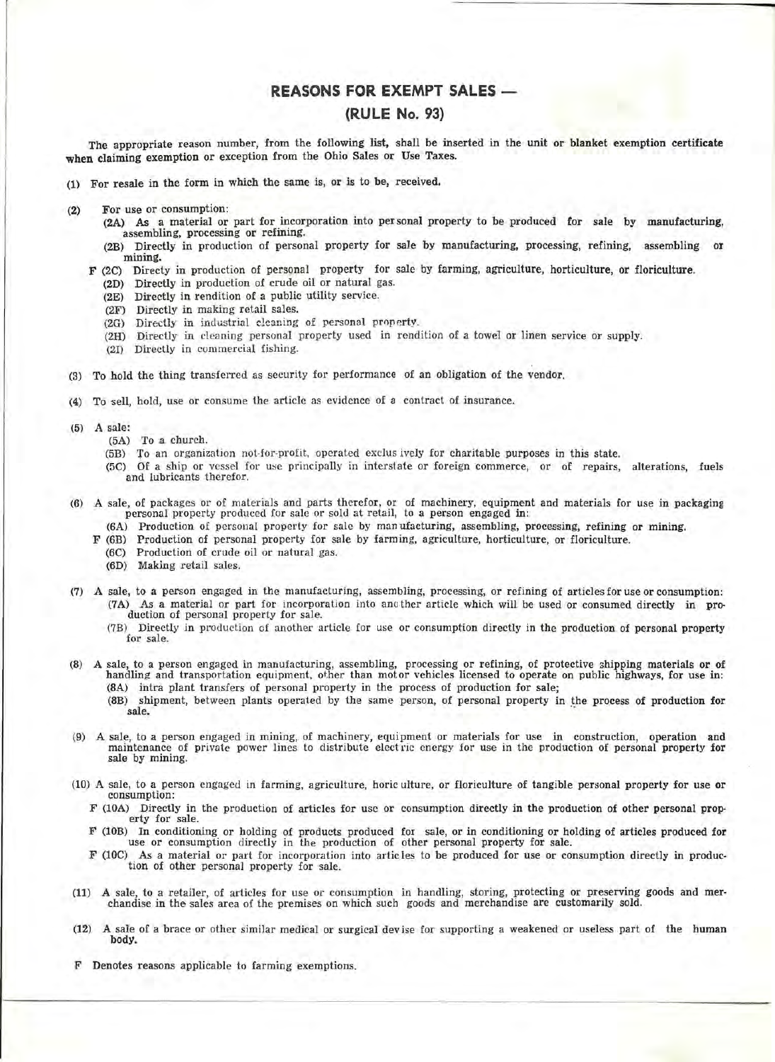## REASONS FOR EXEMPT SALES —
## (RULE No. 93)

The appropriate reason number, from the following list, shall be inserted in the unit or blanket exemption certificate when claiming exemption or exception from the Ohio Sales or Use Taxes.

(1) For resale in the form in which the same is, or is to be, received.

(2) For use or consumption:
- (2A) As a material or part for incorporation into personal property to be produced for sale by manufacturing, assembling, processing or refining.
- (2B) Directly in production of personal property for sale by manufacturing, processing, refining, assembling or mining.
- F (2C) Directy in production of personal property for sale by farming, agriculture, horticulture, or floriculture.
- (2D) Directly in production of crude oil or natural gas.
- (2E) Directly in rendition of a public utility service.
- (2F) Directly in making retail sales.
- (2G) Directly in industrial cleaning of personal property.
- (2H) Directly in cleaning personal property used in rendition of a towel or linen service or supply.
- (2I) Directly in commercial fishing.

(3) To hold the thing transferred as security for performance of an obligation of the vendor.

(4) To sell, hold, use or consume the article as evidence of a contract of insurance.

(5) A sale:
- (5A) To a church.
- (5B) To an organization not-for-profit, operated exclusively for charitable purposes in this state.
- (5C) Of a ship or vessel for use principally in interstate or foreign commerce, or of repairs, alterations, fuels and lubricants therefor.

(6) A sale, of packages or of materials and parts therefor, or of machinery, equipment and materials for use in packaging personal property produced for sale or sold at retail, to a person engaged in:
- (6A) Production of personal property for sale by manufacturing, assembling, processing, refining or mining.
- F (6B) Production of personal property for sale by farming, agriculture, horticulture, or floriculture.
- (6C) Production of crude oil or natural gas.
- (6D) Making retail sales.

(7) A sale, to a person engaged in the manufacturing, assembling, processing, or refining of articles for use or consumption:
- (7A) As a material or part for incorporation into another article which will be used or consumed directly in production of personal property for sale.
- (7B) Directly in production of another article for use or consumption directly in the production of personal property for sale.

(8) A sale, to a person engaged in manufacturing, assembling, processing or refining, of protective shipping materials or of handling and transportation equipment, other than motor vehicles licensed to operate on public highways, for use in:
- (8A) intra plant transfers of personal property in the process of production for sale;
- (8B) shipment, between plants operated by the same person, of personal property in the process of production for sale.

(9) A sale, to a person engaged in mining, of machinery, equipment or materials for use in construction, operation and maintenance of private power lines to distribute electric energy for use in the production of personal property for sale by mining.

(10) A sale, to a person engaged in farming, agriculture, horticulture, or floriculture of tangible personal property for use or consumption:
- F (10A) Directly in the production of articles for use or consumption directly in the production of other personal property for sale.
- F (10B) In conditioning or holding of products produced for sale, or in conditioning or holding of articles produced for use or consumption directly in the production of other personal property for sale.
- F (10C) As a material or part for incorporation into articles to be produced for use or consumption directly in production of other personal property for sale.

(11) A sale, to a retailer, of articles for use or consumption in handling, storing, protecting or preserving goods and merchandise in the sales area of the premises on which such goods and merchandise are customarily sold.

(12) A sale of a brace or other similar medical or surgical devise for supporting a weakened or useless part of the human body.

F Denotes reasons applicable to farming exemptions.